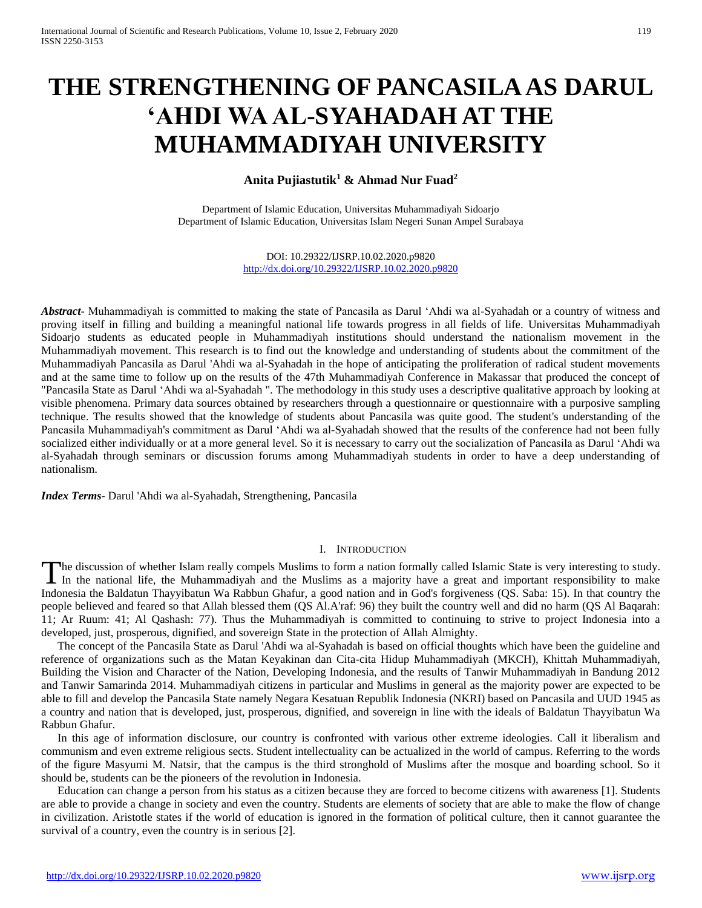# THE STRENGTHENING OF PANCASILA AS DARUL 'AHDI WA AL-SYAHADAH AT THE MUHAMMADIYAH UNIVERSITY

**Anita Pujiastutik[1] & Ahmad Nur Fuad[2]**

Department of Islamic Education, Universitas Muhammadiyah Sidoarjo
Department of Islamic Education, Universitas Islam Negeri Sunan Ampel Surabaya

DOI: 10.29322/IJSRP.10.02.2020.p9820
http://dx.doi.org/10.29322/IJSRP.10.02.2020.p9820

***Abstract***- Muhammadiyah is committed to making the state of Pancasila as Darul 'Ahdi wa al-Syahadah or a country of witness and proving itself in filling and building a meaningful national life towards progress in all fields of life. Universitas Muhammadiyah Sidoarjo students as educated people in Muhammadiyah institutions should understand the nationalism movement in the Muhammadiyah movement. This research is to find out the knowledge and understanding of students about the commitment of the Muhammadiyah Pancasila as Darul 'Ahdi wa al-Syahadah in the hope of anticipating the proliferation of radical student movements and at the same time to follow up on the results of the 47th Muhammadiyah Conference in Makassar that produced the concept of "Pancasila State as Darul 'Ahdi wa al-Syahadah ". The methodology in this study uses a descriptive qualitative approach by looking at visible phenomena. Primary data sources obtained by researchers through a questionnaire or questionnaire with a purposive sampling technique. The results showed that the knowledge of students about Pancasila was quite good. The student's understanding of the Pancasila Muhammadiyah's commitment as Darul 'Ahdi wa al-Syahadah showed that the results of the conference had not been fully socialized either individually or at a more general level. So it is necessary to carry out the socialization of Pancasila as Darul 'Ahdi wa al-Syahadah through seminars or discussion forums among Muhammadiyah students in order to have a deep understanding of nationalism.

***Index Terms***- Darul 'Ahdi wa al-Syahadah, Strengthening, Pancasila

## I. INTRODUCTION

The discussion of whether Islam really compels Muslims to form a nation formally called Islamic State is very interesting to study. In the national life, the Muhammadiyah and the Muslims as a majority have a great and important responsibility to make Indonesia the Baldatun Thayyibatun Wa Rabbun Ghafur, a good nation and in God's forgiveness (QS. Saba: 15). In that country the people believed and feared so that Allah blessed them (QS Al.A'raf: 96) they built the country well and did no harm (QS Al Baqarah: 11; Ar Ruum: 41; Al Qashash: 77). Thus the Muhammadiyah is committed to continuing to strive to project Indonesia into a developed, just, prosperous, dignified, and sovereign State in the protection of Allah Almighty.

The concept of the Pancasila State as Darul 'Ahdi wa al-Syahadah is based on official thoughts which have been the guideline and reference of organizations such as the Matan Keyakinan dan Cita-cita Hidup Muhammadiyah (MKCH), Khittah Muhammadiyah, Building the Vision and Character of the Nation, Developing Indonesia, and the results of Tanwir Muhammadiyah in Bandung 2012 and Tanwir Samarinda 2014. Muhammadiyah citizens in particular and Muslims in general as the majority power are expected to be able to fill and develop the Pancasila State namely Negara Kesatuan Republik Indonesia (NKRI) based on Pancasila and UUD 1945 as a country and nation that is developed, just, prosperous, dignified, and sovereign in line with the ideals of Baldatun Thayyibatun Wa Rabbun Ghafur.

In this age of information disclosure, our country is confronted with various other extreme ideologies. Call it liberalism and communism and even extreme religious sects. Student intellectuality can be actualized in the world of campus. Referring to the words of the figure Masyumi M. Natsir, that the campus is the third stronghold of Muslims after the mosque and boarding school. So it should be, students can be the pioneers of the revolution in Indonesia.

Education can change a person from his status as a citizen because they are forced to become citizens with awareness [1]. Students are able to provide a change in society and even the country. Students are elements of society that are able to make the flow of change in civilization. Aristotle states if the world of education is ignored in the formation of political culture, then it cannot guarantee the survival of a country, even the country is in serious [2].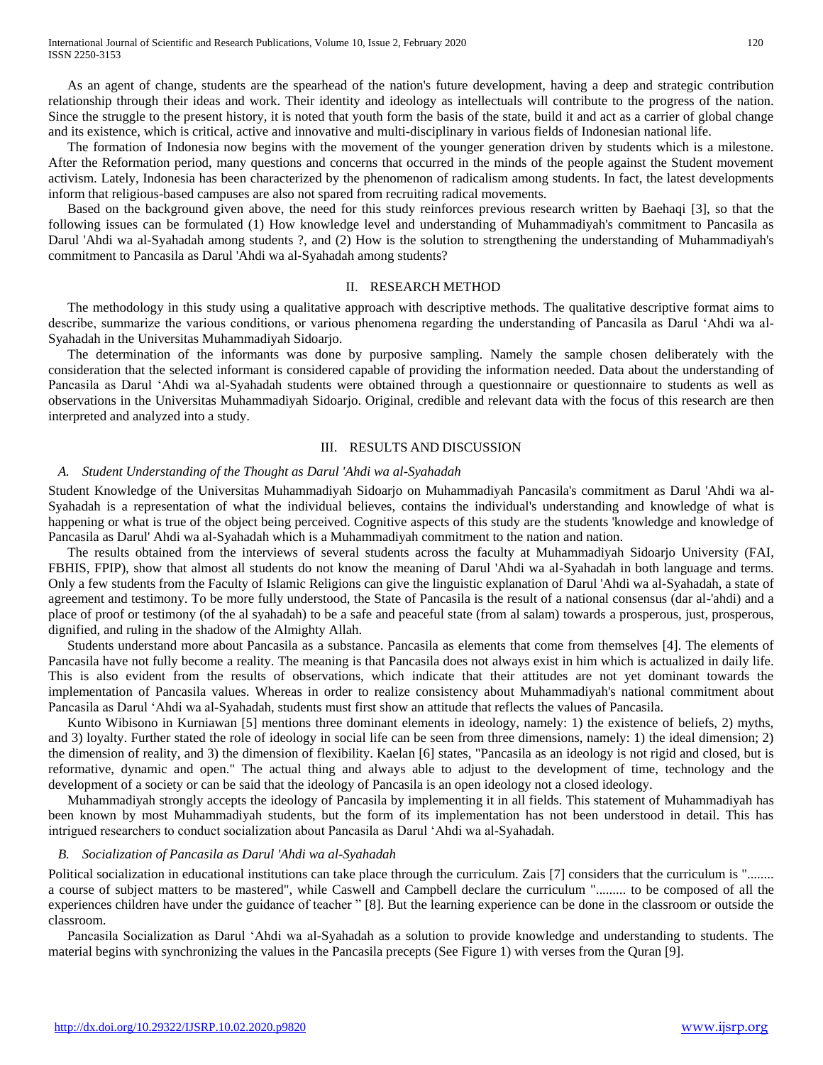As an agent of change, students are the spearhead of the nation's future development, having a deep and strategic contribution relationship through their ideas and work. Their identity and ideology as intellectuals will contribute to the progress of the nation. Since the struggle to the present history, it is noted that youth form the basis of the state, build it and act as a carrier of global change and its existence, which is critical, active and innovative and multi-disciplinary in various fields of Indonesian national life.

The formation of Indonesia now begins with the movement of the younger generation driven by students which is a milestone. After the Reformation period, many questions and concerns that occurred in the minds of the people against the Student movement activism. Lately, Indonesia has been characterized by the phenomenon of radicalism among students. In fact, the latest developments inform that religious-based campuses are also not spared from recruiting radical movements.

Based on the background given above, the need for this study reinforces previous research written by Baehaqi [3], so that the following issues can be formulated (1) How knowledge level and understanding of Muhammadiyah's commitment to Pancasila as Darul 'Ahdi wa al-Syahadah among students ?, and (2) How is the solution to strengthening the understanding of Muhammadiyah's commitment to Pancasila as Darul 'Ahdi wa al-Syahadah among students?

## II. Research Method

The methodology in this study using a qualitative approach with descriptive methods. The qualitative descriptive format aims to describe, summarize the various conditions, or various phenomena regarding the understanding of Pancasila as Darul 'Ahdi wa al-Syahadah in the Universitas Muhammadiyah Sidoarjo.

The determination of the informants was done by purposive sampling. Namely the sample chosen deliberately with the consideration that the selected informant is considered capable of providing the information needed. Data about the understanding of Pancasila as Darul 'Ahdi wa al-Syahadah students were obtained through a questionnaire or questionnaire to students as well as observations in the Universitas Muhammadiyah Sidoarjo. Original, credible and relevant data with the focus of this research are then interpreted and analyzed into a study.

## III. Results and Discussion

### *A. Student Understanding of the Thought as Darul 'Ahdi wa al-Syahadah*

Student Knowledge of the Universitas Muhammadiyah Sidoarjo on Muhammadiyah Pancasila's commitment as Darul 'Ahdi wa al-Syahadah is a representation of what the individual believes, contains the individual's understanding and knowledge of what is happening or what is true of the object being perceived. Cognitive aspects of this study are the students 'knowledge and knowledge of Pancasila as Darul' Ahdi wa al-Syahadah which is a Muhammadiyah commitment to the nation and nation.

The results obtained from the interviews of several students across the faculty at Muhammadiyah Sidoarjo University (FAI, FBHIS, FPIP), show that almost all students do not know the meaning of Darul 'Ahdi wa al-Syahadah in both language and terms. Only a few students from the Faculty of Islamic Religions can give the linguistic explanation of Darul 'Ahdi wa al-Syahadah, a state of agreement and testimony. To be more fully understood, the State of Pancasila is the result of a national consensus (dar al-'ahdi) and a place of proof or testimony (of the al syahadah) to be a safe and peaceful state (from al salam) towards a prosperous, just, prosperous, dignified, and ruling in the shadow of the Almighty Allah.

Students understand more about Pancasila as a substance. Pancasila as elements that come from themselves [4]. The elements of Pancasila have not fully become a reality. The meaning is that Pancasila does not always exist in him which is actualized in daily life. This is also evident from the results of observations, which indicate that their attitudes are not yet dominant towards the implementation of Pancasila values. Whereas in order to realize consistency about Muhammadiyah's national commitment about Pancasila as Darul 'Ahdi wa al-Syahadah, students must first show an attitude that reflects the values of Pancasila.

Kunto Wibisono in Kurniawan [5] mentions three dominant elements in ideology, namely: 1) the existence of beliefs, 2) myths, and 3) loyalty. Further stated the role of ideology in social life can be seen from three dimensions, namely: 1) the ideal dimension; 2) the dimension of reality, and 3) the dimension of flexibility. Kaelan [6] states, "Pancasila as an ideology is not rigid and closed, but is reformative, dynamic and open." The actual thing and always able to adjust to the development of time, technology and the development of a society or can be said that the ideology of Pancasila is an open ideology not a closed ideology.

Muhammadiyah strongly accepts the ideology of Pancasila by implementing it in all fields. This statement of Muhammadiyah has been known by most Muhammadiyah students, but the form of its implementation has not been understood in detail. This has intrigued researchers to conduct socialization about Pancasila as Darul 'Ahdi wa al-Syahadah.

### *B. Socialization of Pancasila as Darul 'Ahdi wa al-Syahadah*

Political socialization in educational institutions can take place through the curriculum. Zais [7] considers that the curriculum is "........ a course of subject matters to be mastered", while Caswell and Campbell declare the curriculum "......... to be composed of all the experiences children have under the guidance of teacher " [8]. But the learning experience can be done in the classroom or outside the classroom.

Pancasila Socialization as Darul 'Ahdi wa al-Syahadah as a solution to provide knowledge and understanding to students. The material begins with synchronizing the values in the Pancasila precepts (See Figure 1) with verses from the Quran [9].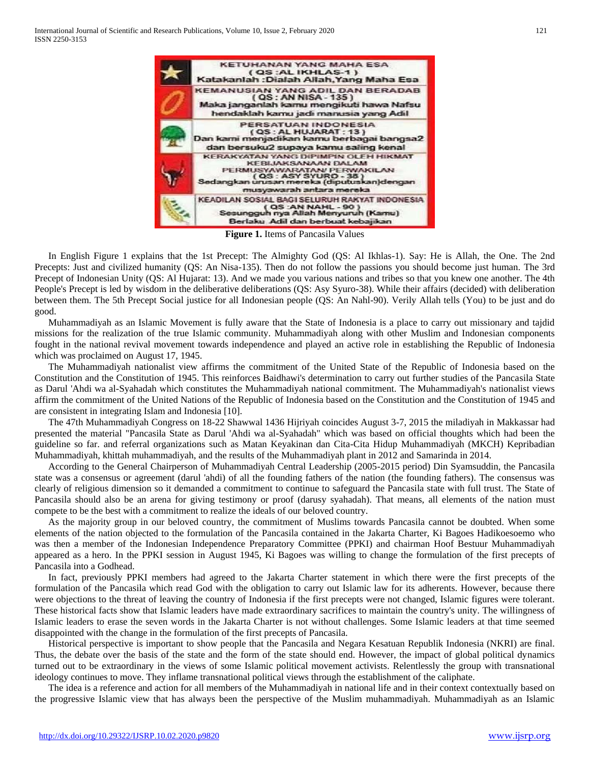| | |
|---|---|
| ★ | KETUHANAN YANG MAHA ESA<br>( QS :AL IKHLAS-1 )<br>Katakanlah :Dialah Allah,Yang Maha Esa |
| | KEMANUSIAN YANG ADIL DAN BERADAB<br>( QS : AN NISA - 135 )<br>Maka janganlah kamu mengikuti hawa Nafsu hendaklah kamu jadi manusia yang Adil |
| | PERSATUAN INDONESIA<br>( QS : AL HUJARAT : 13 )<br>Dan kami menjadikan kamu berbagai bangsa2 dan bersuku2 supaya kamu saling kenal |
| | KERAKYATAN YANG DIPIMPIN OLEH HIKMAT KEBIJAKSANAAN DALAM PERMUSYAWARATAN/ PERWAKILAN<br>( QS : ASY SYURO - 38 )<br>Sedangkan urusan mereka (diputuskan)dengan musyawarah antara mereka |
| | KEADILAN SOSIAL BAGI SELURUH RAKYAT INDONESIA<br>( QS :AN NAHL - 90 )<br>Sesungguh nya Allah Menyuruh (Kamu) Berlaku Adil dan berbuat kebajikan |

**Figure 1.** Items of Pancasila Values

In English Figure 1 explains that the 1st Precept: The Almighty God (QS: Al Ikhlas-1). Say: He is Allah, the One. The 2nd Precepts: Just and civilized humanity (QS: An Nisa-135). Then do not follow the passions you should become just human. The 3rd Precept of Indonesian Unity (QS: Al Hujarat: 13). And we made you various nations and tribes so that you knew one another. The 4th People's Precept is led by wisdom in the deliberative deliberations (QS: Asy Syuro-38). While their affairs (decided) with deliberation between them. The 5th Precept Social justice for all Indonesian people (QS: An Nahl-90). Verily Allah tells (You) to be just and do good.

Muhammadiyah as an Islamic Movement is fully aware that the State of Indonesia is a place to carry out missionary and tajdid missions for the realization of the true Islamic community. Muhammadiyah along with other Muslim and Indonesian components fought in the national revival movement towards independence and played an active role in establishing the Republic of Indonesia which was proclaimed on August 17, 1945.

The Muhammadiyah nationalist view affirms the commitment of the United State of the Republic of Indonesia based on the Constitution and the Constitution of 1945. This reinforces Baidhawi's determination to carry out further studies of the Pancasila State as Darul 'Ahdi wa al-Syahadah which constitutes the Muhammadiyah national commitment. The Muhammadiyah's nationalist views affirm the commitment of the United Nations of the Republic of Indonesia based on the Constitution and the Constitution of 1945 and are consistent in integrating Islam and Indonesia [10].

The 47th Muhammadiyah Congress on 18-22 Shawwal 1436 Hijriyah coincides August 3-7, 2015 the miladiyah in Makkassar had presented the material "Pancasila State as Darul 'Ahdi wa al-Syahadah" which was based on official thoughts which had been the guideline so far. and referral organizations such as Matan Keyakinan dan Cita-Cita Hidup Muhammadiyah (MKCH) Kepribadian Muhammadiyah, khittah muhammadiyah, and the results of the Muhammadiyah plant in 2012 and Samarinda in 2014.

According to the General Chairperson of Muhammadiyah Central Leadership (2005-2015 period) Din Syamsuddin, the Pancasila state was a consensus or agreement (darul 'ahdi) of all the founding fathers of the nation (the founding fathers). The consensus was clearly of religious dimension so it demanded a commitment to continue to safeguard the Pancasila state with full trust. The State of Pancasila should also be an arena for giving testimony or proof (darusy syahadah). That means, all elements of the nation must compete to be the best with a commitment to realize the ideals of our beloved country.

As the majority group in our beloved country, the commitment of Muslims towards Pancasila cannot be doubted. When some elements of the nation objected to the formulation of the Pancasila contained in the Jakarta Charter, Ki Bagoes Hadikoesoemo who was then a member of the Indonesian Independence Preparatory Committee (PPKI) and chairman Hoof Bestuur Muhammadiyah appeared as a hero. In the PPKI session in August 1945, Ki Bagoes was willing to change the formulation of the first precepts of Pancasila into a Godhead.

In fact, previously PPKI members had agreed to the Jakarta Charter statement in which there were the first precepts of the formulation of the Pancasila which read God with the obligation to carry out Islamic law for its adherents. However, because there were objections to the threat of leaving the country of Indonesia if the first precepts were not changed, Islamic figures were tolerant. These historical facts show that Islamic leaders have made extraordinary sacrifices to maintain the country's unity. The willingness of Islamic leaders to erase the seven words in the Jakarta Charter is not without challenges. Some Islamic leaders at that time seemed disappointed with the change in the formulation of the first precepts of Pancasila.

Historical perspective is important to show people that the Pancasila and Negara Kesatuan Republik Indonesia (NKRI) are final. Thus, the debate over the basis of the state and the form of the state should end. However, the impact of global political dynamics turned out to be extraordinary in the views of some Islamic political movement activists. Relentlessly the group with transnational ideology continues to move. They inflame transnational political views through the establishment of the caliphate.

The idea is a reference and action for all members of the Muhammadiyah in national life and in their context contextually based on the progressive Islamic view that has always been the perspective of the Muslim muhammadiyah. Muhammadiyah as an Islamic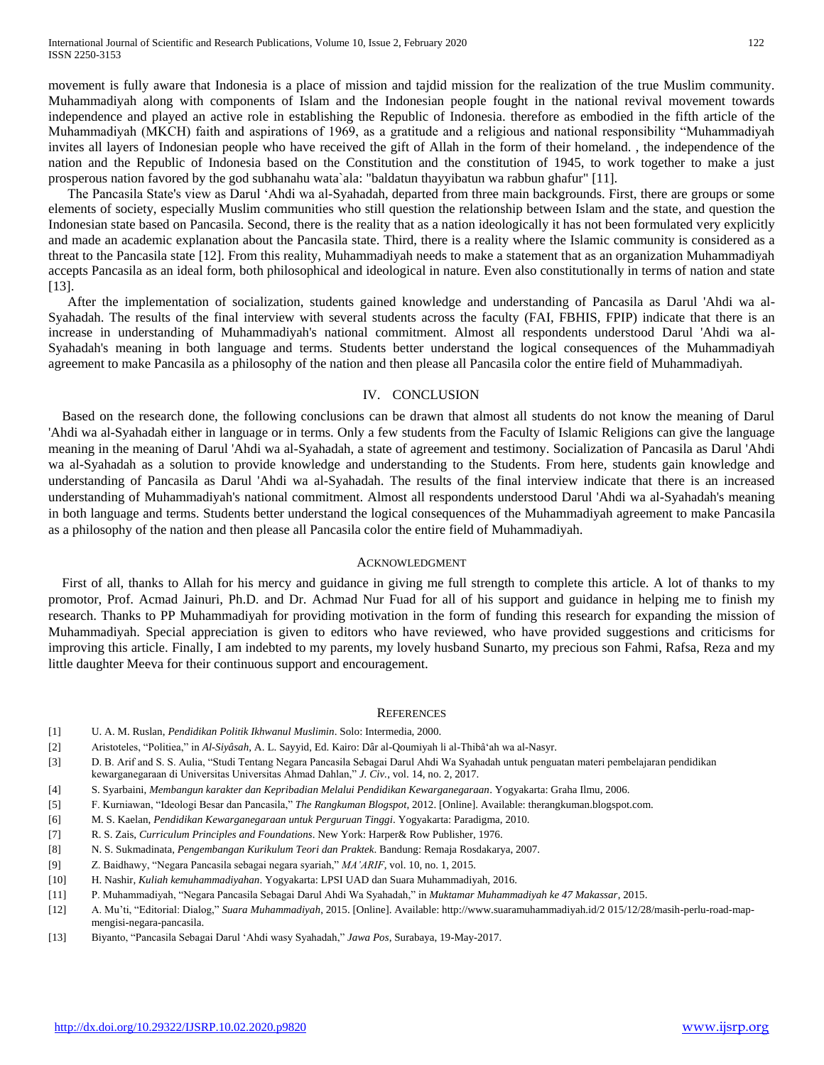movement is fully aware that Indonesia is a place of mission and tajdid mission for the realization of the true Muslim community. Muhammadiyah along with components of Islam and the Indonesian people fought in the national revival movement towards independence and played an active role in establishing the Republic of Indonesia. therefore as embodied in the fifth article of the Muhammadiyah (MKCH) faith and aspirations of 1969, as a gratitude and a religious and national responsibility "Muhammadiyah invites all layers of Indonesian people who have received the gift of Allah in the form of their homeland. , the independence of the nation and the Republic of Indonesia based on the Constitution and the constitution of 1945, to work together to make a just prosperous nation favored by the god subhanahu wata`ala: "baldatun thayyibatun wa rabbun ghafur" [11].

The Pancasila State's view as Darul 'Ahdi wa al-Syahadah, departed from three main backgrounds. First, there are groups or some elements of society, especially Muslim communities who still question the relationship between Islam and the state, and question the Indonesian state based on Pancasila. Second, there is the reality that as a nation ideologically it has not been formulated very explicitly and made an academic explanation about the Pancasila state. Third, there is a reality where the Islamic community is considered as a threat to the Pancasila state [12]. From this reality, Muhammadiyah needs to make a statement that as an organization Muhammadiyah accepts Pancasila as an ideal form, both philosophical and ideological in nature. Even also constitutionally in terms of nation and state [13].

After the implementation of socialization, students gained knowledge and understanding of Pancasila as Darul 'Ahdi wa al-Syahadah. The results of the final interview with several students across the faculty (FAI, FBHIS, FPIP) indicate that there is an increase in understanding of Muhammadiyah's national commitment. Almost all respondents understood Darul 'Ahdi wa al-Syahadah's meaning in both language and terms. Students better understand the logical consequences of the Muhammadiyah agreement to make Pancasila as a philosophy of the nation and then please all Pancasila color the entire field of Muhammadiyah.

## IV. Conclusion

Based on the research done, the following conclusions can be drawn that almost all students do not know the meaning of Darul 'Ahdi wa al-Syahadah either in language or in terms. Only a few students from the Faculty of Islamic Religions can give the language meaning in the meaning of Darul 'Ahdi wa al-Syahadah, a state of agreement and testimony. Socialization of Pancasila as Darul 'Ahdi wa al-Syahadah as a solution to provide knowledge and understanding to the Students. From here, students gain knowledge and understanding of Pancasila as Darul 'Ahdi wa al-Syahadah. The results of the final interview indicate that there is an increased understanding of Muhammadiyah's national commitment. Almost all respondents understood Darul 'Ahdi wa al-Syahadah's meaning in both language and terms. Students better understand the logical consequences of the Muhammadiyah agreement to make Pancasila as a philosophy of the nation and then please all Pancasila color the entire field of Muhammadiyah.

## Acknowledgment

First of all, thanks to Allah for his mercy and guidance in giving me full strength to complete this article. A lot of thanks to my promotor, Prof. Acmad Jainuri, Ph.D. and Dr. Achmad Nur Fuad for all of his support and guidance in helping me to finish my research. Thanks to PP Muhammadiyah for providing motivation in the form of funding this research for expanding the mission of Muhammadiyah. Special appreciation is given to editors who have reviewed, who have provided suggestions and criticisms for improving this article. Finally, I am indebted to my parents, my lovely husband Sunarto, my precious son Fahmi, Rafsa, Reza and my little daughter Meeva for their continuous support and encouragement.

## References

[1] U. A. M. Ruslan, *Pendidikan Politik Ikhwanul Muslimin*. Solo: Intermedia, 2000.

[2] Aristoteles, "Politiea," in *Al-Siyâsah*, A. L. Sayyid, Ed. Kairo: Dâr al-Qoumiyah li al-Thibâ'ah wa al-Nasyr.

[3] D. B. Arif and S. S. Aulia, "Studi Tentang Negara Pancasila Sebagai Darul Ahdi Wa Syahadah untuk penguatan materi pembelajaran pendidikan kewarganegaraan di Universitas Universitas Ahmad Dahlan," *J. Civ.*, vol. 14, no. 2, 2017.

[4] S. Syarbaini, *Membangun karakter dan Kepribadian Melalui Pendidikan Kewarganegaraan*. Yogyakarta: Graha Ilmu, 2006.

[5] F. Kurniawan, "Ideologi Besar dan Pancasila," *The Rangkuman Blogspot*, 2012. [Online]. Available: therangkuman.blogspot.com.

[6] M. S. Kaelan, *Pendidikan Kewarganegaraan untuk Perguruan Tinggi*. Yogyakarta: Paradigma, 2010.

[7] R. S. Zais, *Curriculum Principles and Foundations*. New York: Harper& Row Publisher, 1976.

[8] N. S. Sukmadinata, *Pengembangan Kurikulum Teori dan Praktek*. Bandung: Remaja Rosdakarya, 2007.

[9] Z. Baidhawy, "Negara Pancasila sebagai negara syariah," *MA'ARIF*, vol. 10, no. 1, 2015.

[10] H. Nashir, *Kuliah kemuhammadiyahan*. Yogyakarta: LPSI UAD dan Suara Muhammadiyah, 2016.

[11] P. Muhammadiyah, "Negara Pancasila Sebagai Darul Ahdi Wa Syahadah," in *Muktamar Muhammadiyah ke 47 Makassar*, 2015.

[12] A. Mu'ti, "Editorial: Dialog," *Suara Muhammadiyah*, 2015. [Online]. Available: http://www.suaramuhammadiyah.id/2 015/12/28/masih-perlu-road-map-mengisi-negara-pancasila.

[13] Biyanto, "Pancasila Sebagai Darul 'Ahdi wasy Syahadah," *Jawa Pos*, Surabaya, 19-May-2017.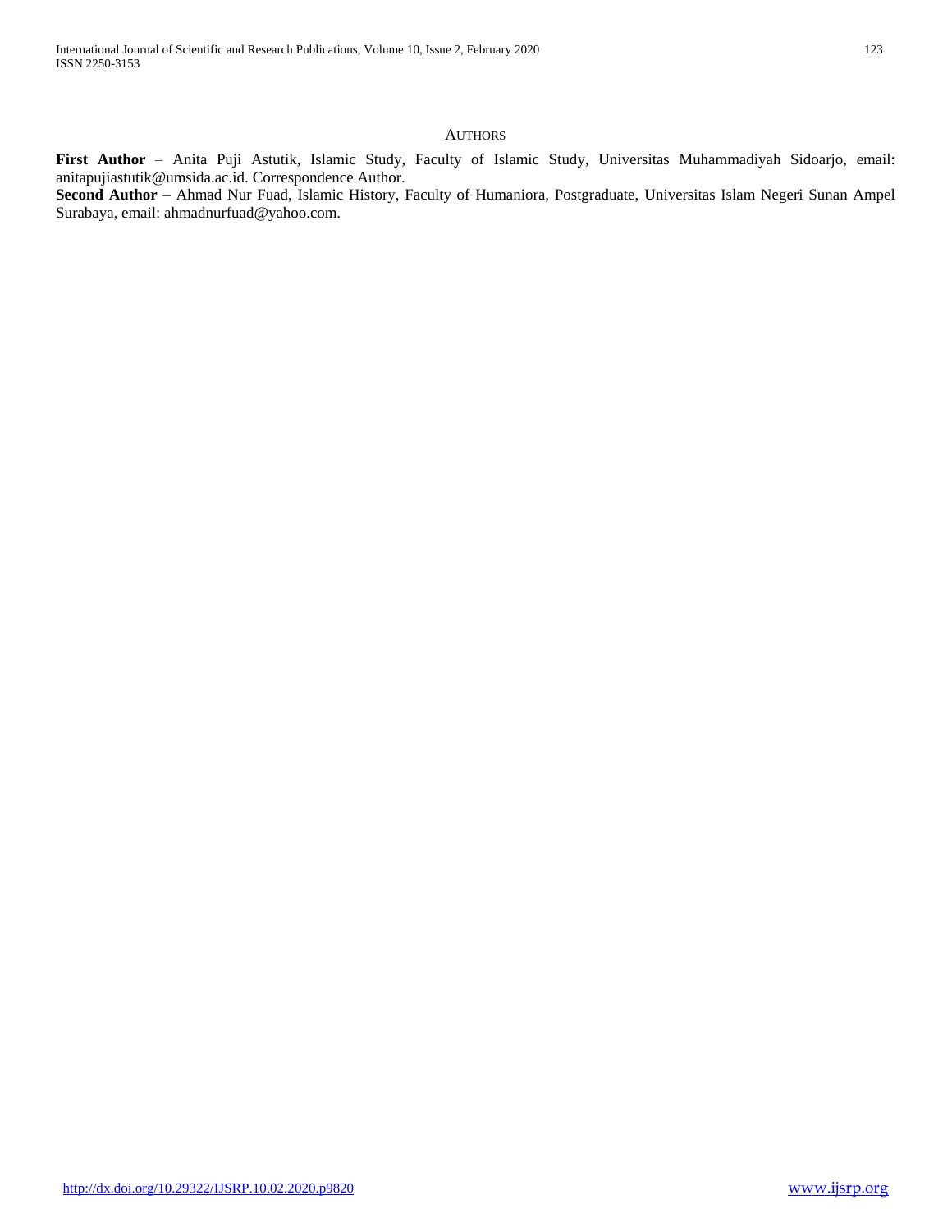## AUTHORS

**First Author** – Anita Puji Astutik, Islamic Study, Faculty of Islamic Study, Universitas Muhammadiyah Sidoarjo, email: anitapujiastutik@umsida.ac.id. Correspondence Author.

**Second Author** – Ahmad Nur Fuad, Islamic History, Faculty of Humaniora, Postgraduate, Universitas Islam Negeri Sunan Ampel Surabaya, email: ahmadnurfuad@yahoo.com.